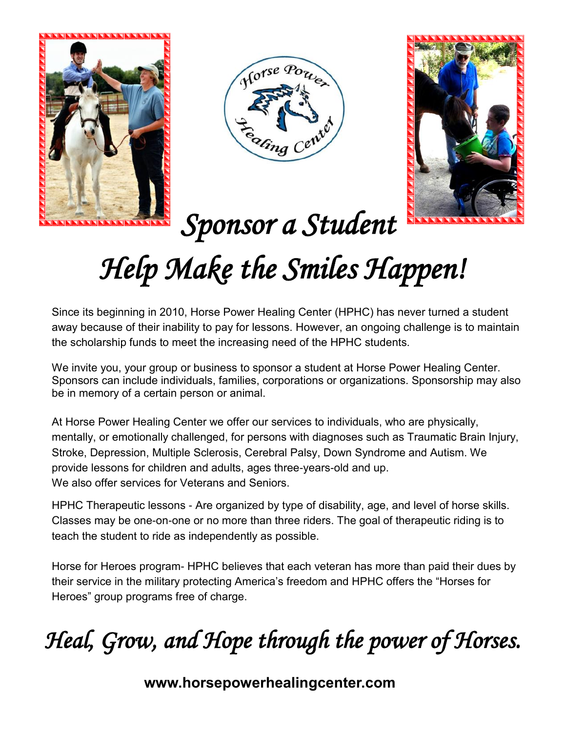# Sponsor a Student

# *Help Make the Smiles Happen!*

Since its beginning in 2010, Horse Power Healing Center (HPHC) has never turned a student away because of their inability to pay for lessons. However, an ongoing challenge is to maintain the scholarship funds to meet the increasing need of the HPHC students.

We invite you, your group or business to sponsor a student at Horse Power Healing Center. Sponsors can include individuals, families, corporations or organizations. Sponsorship may also be in memory of a certain person or animal.

At Horse Power Healing Center we offer our services to individuals, who are physically, mentally, or emotionally challenged, for persons with diagnoses such as Traumatic Brain Injury, Stroke, Depression, Multiple Sclerosis, Cerebral Palsy, Down Syndrome and Autism. We provide lessons for children and adults, ages three-years-old and up.
We also offer services for Veterans and Seniors.

HPHC Therapeutic lessons - Are organized by type of disability, age, and level of horse skills. Classes may be one-on-one or no more than three riders. The goal of therapeutic riding is to teach the student to ride as independently as possible.

Horse for Heroes program- HPHC believes that each veteran has more than paid their dues by their service in the military protecting America's freedom and HPHC offers the "Horses for Heroes" group programs free of charge.

## *Heal, Grow, and Hope through the power of Horses.*

**www.horsepowerhealingcenter.com**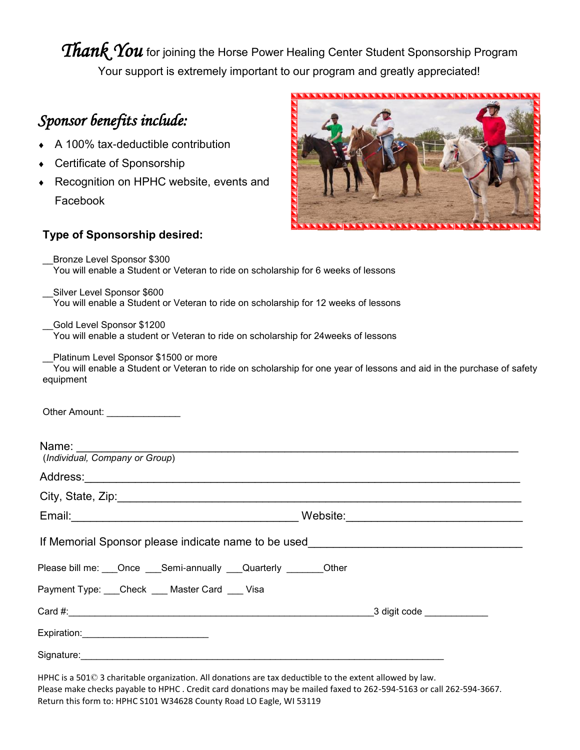*Thank You* for joining the Horse Power Healing Center Student Sponsorship Program

Your support is extremely important to our program and greatly appreciated!

## *Sponsor benefits include:*

- A 100% tax-deductible contribution
- Certificate of Sponsorship
- Recognition on HPHC website, events and Facebook

### Type of Sponsorship desired:

__Bronze Level Sponsor $300
You will enable a Student or Veteran to ride on scholarship for 6 weeks of lessons

__Silver Level Sponsor $600
You will enable a Student or Veteran to ride on scholarship for 12 weeks of lessons

__Gold Level Sponsor $1200
You will enable a student or Veteran to ride on scholarship for 24weeks of lessons

__Platinum Level Sponsor $1500 or more
You will enable a Student or Veteran to ride on scholarship for one year of lessons and aid in the purchase of safety equipment

Other Amount: ______________

Name: ____________________________________________________________
(*Individual, Company or Group*)

Address:__________________________________________________________

City, State, Zip:____________________________________________________

Email:___________________________________ Website:___________________________

If Memorial Sponsor please indicate name to be used________________________________

Please bill me: ___Once ___Semi-annually ___Quarterly _______Other

Payment Type: ___Check ___ Master Card ___ Visa

Card #:_______________________________________________________3 digit code ____________

Expiration:________________________

Signature:_________________________________________________________________________

HPHC is a 501© 3 charitable organization. All donations are tax deductible to the extent allowed by law.
Please make checks payable to HPHC . Credit card donations may be mailed faxed to 262-594-5163 or call 262-594-3667.
Return this form to: HPHC S101 W34628 County Road LO Eagle, WI 53119